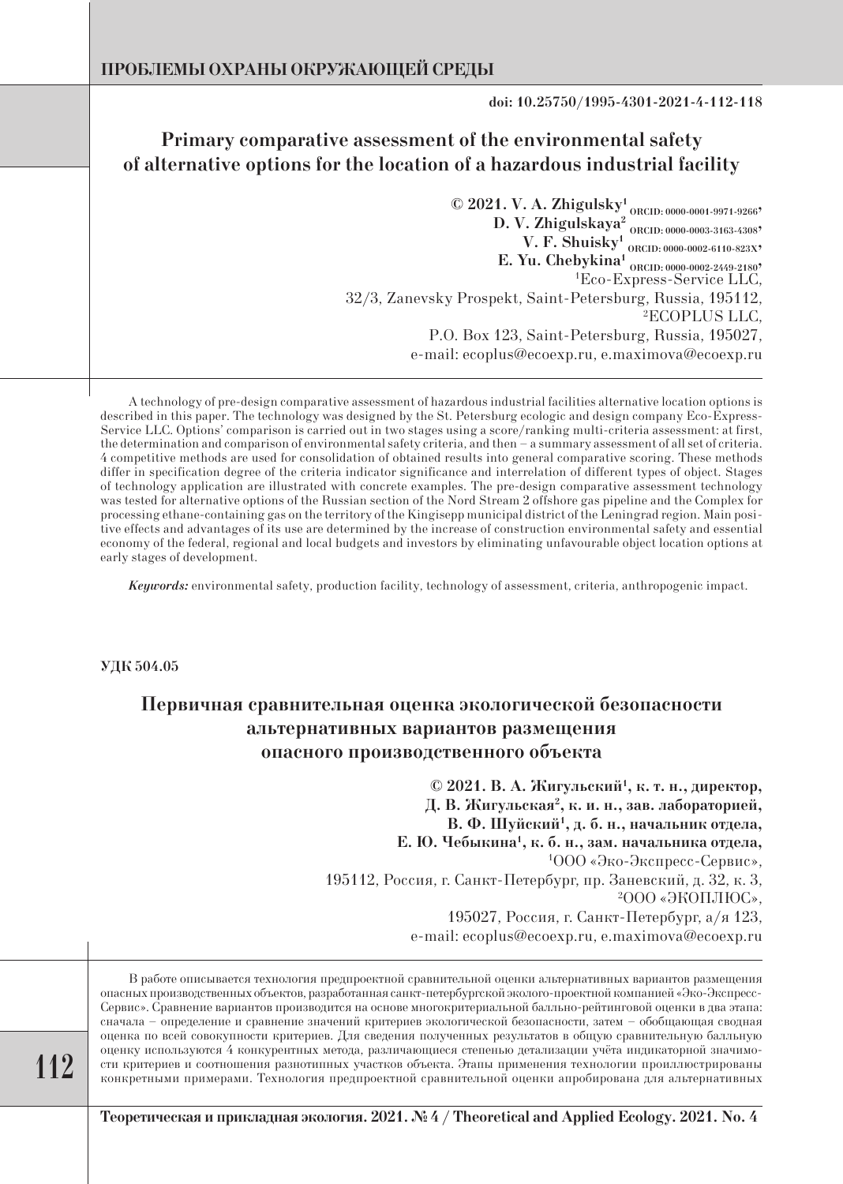doi: 10.25750/1995-4301-2021-4-112-118

# Primary comparative assessment of the environmental safety of alternative options for the location of a hazardous industrial facility

© 2021. V. A. Zhigulsky[1] ORCID: 0000-0001-9971-9266,
D. V. Zhigulskaya[2] ORCID: 0000-0003-3163-4308,
V. F. Shuisky[1] ORCID: 0000-0002-6110-823X,
E. Yu. Chebykina[1] ORCID: 0000-0002-2449-2180,
[1]Eco-Express-Service LLC,
32/3, Zanevsky Prospekt, Saint-Petersburg, Russia, 195112,
[2]ECOPLUS LLC,
P.O. Box 123, Saint-Petersburg, Russia, 195027,
e-mail: ecoplus@ecoexp.ru, e.maximova@ecoexp.ru

A technology of pre-design comparative assessment of hazardous industrial facilities alternative location options is described in this paper. The technology was designed by the St. Petersburg ecologic and design company Eco-Express-Service LLC. Options' comparison is carried out in two stages using a score/ranking multi-criteria assessment: at first, the determination and comparison of environmental safety criteria, and then – a summary assessment of all set of criteria. 4 competitive methods are used for consolidation of obtained results into general comparative scoring. These methods differ in specification degree of the criteria indicator significance and interrelation of different types of object. Stages of technology application are illustrated with concrete examples. The pre-design comparative assessment technology was tested for alternative options of the Russian section of the Nord Stream 2 offshore gas pipeline and the Complex for processing ethane-containing gas on the territory of the Kingisepp municipal district of the Leningrad region. Main positive effects and advantages of its use are determined by the increase of construction environmental safety and essential economy of the federal, regional and local budgets and investors by eliminating unfavourable object location options at early stages of development.

***Keywords:*** environmental safety, production facility, technology of assessment, criteria, anthropogenic impact.

**УДК 504.05**

# Первичная сравнительная оценка экологической безопасности альтернативных вариантов размещения опасного производственного объекта

**© 2021. В. А. Жигульский[1], к. т. н., директор,**
**Д. В. Жигульская[2], к. и. н., зав. лабораторией,**
**В. Ф. Шуйский[1], д. б. н., начальник отдела,**
**Е. Ю. Чебыкина[1], к. б. н., зам. начальника отдела,**
[1]ООО «Эко-Экспресс-Сервис»,
195112, Россия, г. Санкт-Петербург, пр. Заневский, д. 32, к. 3,
[2]ООО «ЭКОПЛЮС»,
195027, Россия, г. Санкт-Петербург, а/я 123,
e-mail: ecoplus@ecoexp.ru, e.maximova@ecoexp.ru

В работе описывается технология предпроектной сравнительной оценки альтернативных вариантов размещения опасных производственных объектов, разработанная санкт-петербургской эколого-проектной компанией «Эко-Экспресс-Сервис». Сравнение вариантов производится на основе многокритериальной балльно-рейтинговой оценки в два этапа: сначала – определение и сравнение значений критериев экологической безопасности, затем – обобщающая сводная оценка по всей совокупности критериев. Для сведения полученных результатов в общую сравнительную балльную оценку используются 4 конкурентных метода, различающиеся степенью детализации учёта индикаторной значимости критериев и соотношения разнотипных участков объекта. Этапы применения технологии проиллюстрированы конкретными примерами. Технология предпроектной сравнительной оценки апробирована для альтернативных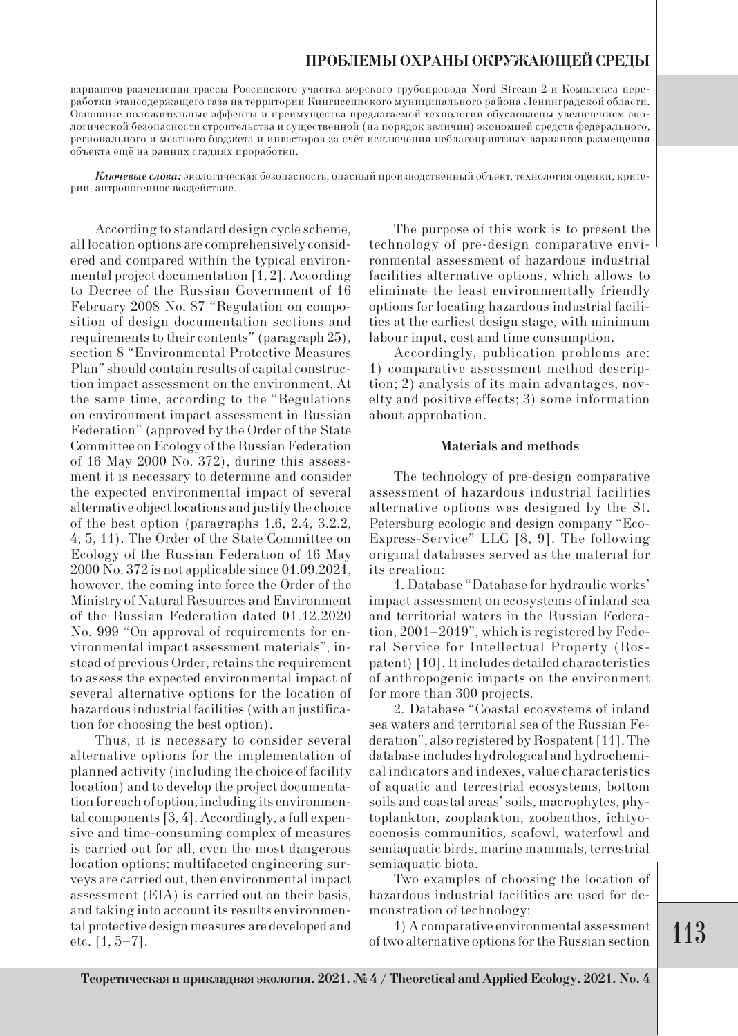вариантов размещения трассы Российского участка морского трубопровода Nord Stream 2 и Комплекса переработки этансодержащего газа на территории Кингисеппского муниципального района Ленинградской области. Основные положительные эффекты и преимущества предлагаемой технологии обусловлены увеличением экологической безопасности строительства и существенной (на порядок величин) экономией средств федерального, регионального и местного бюджета и инвесторов за счёт исключения неблагоприятных вариантов размещения объекта ещё на ранних стадиях проработки.

***Ключевые слова:*** экологическая безопасность, опасный производственный объект, технология оценки, критерии, антропогенное воздействие.

According to standard design cycle scheme, all location options are comprehensively considered and compared within the typical environmental project documentation [1, 2]. According to Decree of the Russian Government of 16 February 2008 No. 87 "Regulation on composition of design documentation sections and requirements to their contents" (paragraph 25), section 8 "Environmental Protective Measures Plan" should contain results of capital construction impact assessment on the environment. At the same time, according to the "Regulations on environment impact assessment in Russian Federation" (approved by the Order of the State Committee on Ecology of the Russian Federation of 16 May 2000 No. 372), during this assessment it is necessary to determine and consider the expected environmental impact of several alternative object locations and justify the choice of the best option (paragraphs 1.6, 2.4, 3.2.2, 4, 5, 11). The Order of the State Committee on Ecology of the Russian Federation of 16 May 2000 No. 372 is not applicable since 01.09.2021, however, the coming into force the Order of the Ministry of Natural Resources and Environment of the Russian Federation dated 01.12.2020 No. 999 "On approval of requirements for environmental impact assessment materials", instead of previous Order, retains the requirement to assess the expected environmental impact of several alternative options for the location of hazardous industrial facilities (with an justification for choosing the best option).

Thus, it is necessary to consider several alternative options for the implementation of planned activity (including the choice of facility location) and to develop the project documentation for each of option, including its environmental components [3, 4]. Accordingly, a full expensive and time-consuming complex of measures is carried out for all, even the most dangerous location options: multifaceted engineering surveys are carried out, then environmental impact assessment (EIA) is carried out on their basis, and taking into account its results environmental protective design measures are developed and etc. [1, 5–7].

The purpose of this work is to present the technology of pre-design comparative environmental assessment of hazardous industrial facilities alternative options, which allows to eliminate the least environmentally friendly options for locating hazardous industrial facilities at the earliest design stage, with minimum labour input, cost and time consumption.

Accordingly, publication problems are: 1) comparative assessment method description; 2) analysis of its main advantages, novelty and positive effects; 3) some information about approbation.

## Materials and methods

The technology of pre-design comparative assessment of hazardous industrial facilities alternative options was designed by the St. Petersburg ecologic and design company "Eco-Express-Service" LLC [8, 9]. The following original databases served as the material for its creation:

1. Database "Database for hydraulic works' impact assessment on ecosystems of inland sea and territorial waters in the Russian Federation, 2001–2019", which is registered by Federal Service for Intellectual Property (Rospatent) [10]. It includes detailed characteristics of anthropogenic impacts on the environment for more than 300 projects.

2. Database "Coastal ecosystems of inland sea waters and territorial sea of the Russian Federation", also registered by Rospatent [11]. The database includes hydrological and hydrochemical indicators and indexes, value characteristics of aquatic and terrestrial ecosystems, bottom soils and coastal areas' soils, macrophytes, phytoplankton, zooplankton, zoobenthos, ichtyocoenosis communities, seafowl, waterfowl and semiaquatic birds, marine mammals, terrestrial semiaquatic biota.

Two examples of choosing the location of hazardous industrial facilities are used for demonstration of technology:

1) A comparative environmental assessment of two alternative options for the Russian section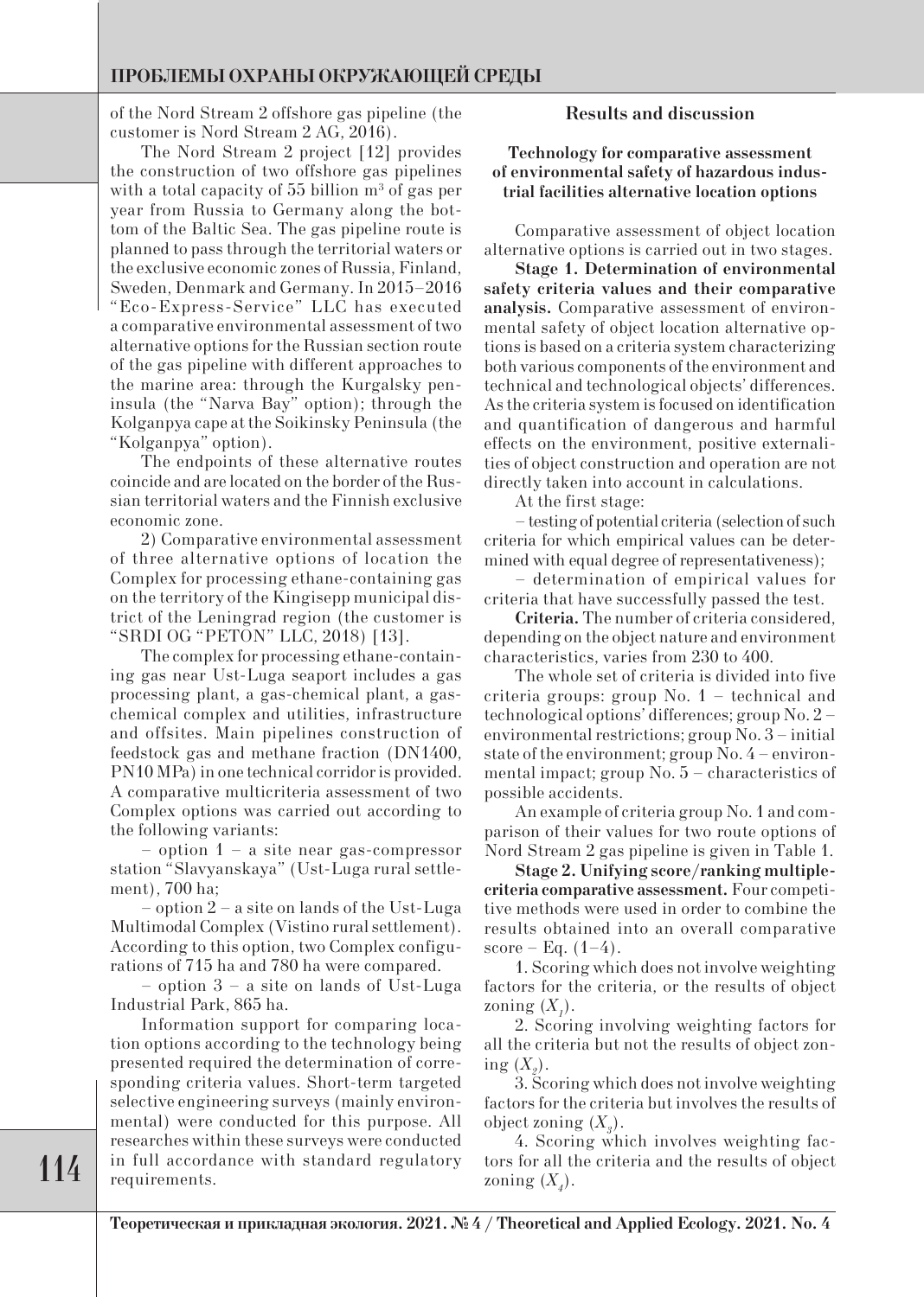of the Nord Stream 2 offshore gas pipeline (the customer is Nord Stream 2 AG, 2016).

The Nord Stream 2 project [12] provides the construction of two offshore gas pipelines with a total capacity of 55 billion $m^3$ of gas per year from Russia to Germany along the bottom of the Baltic Sea. The gas pipeline route is planned to pass through the territorial waters or the exclusive economic zones of Russia, Finland, Sweden, Denmark and Germany. In 2015–2016 "Eco-Express-Service" LLC has executed a comparative environmental assessment of two alternative options for the Russian section route of the gas pipeline with different approaches to the marine area: through the Kurgalsky peninsula (the "Narva Bay" option); through the Kolganpya cape at the Soikinsky Peninsula (the "Kolganpya" option).

The endpoints of these alternative routes coincide and are located on the border of the Russian territorial waters and the Finnish exclusive economic zone.

2) Comparative environmental assessment of three alternative options of location the Complex for processing ethane-containing gas on the territory of the Kingisepp municipal district of the Leningrad region (the customer is "SRDI OG "PETON" LLC, 2018) [13].

The complex for processing ethane-containing gas near Ust-Luga seaport includes a gas processing plant, a gas-chemical plant, a gas-chemical complex and utilities, infrastructure and offsites. Main pipelines construction of feedstock gas and methane fraction (DN1400, PN10 MPa) in one technical corridor is provided. A comparative multicriteria assessment of two Complex options was carried out according to the following variants:

– option 1 – a site near gas-compressor station "Slavyanskaya" (Ust-Luga rural settlement), 700 ha;

– option 2 – a site on lands of the Ust-Luga Multimodal Complex (Vistino rural settlement). According to this option, two Complex configurations of 715 ha and 780 ha were compared.

– option 3 – a site on lands of Ust-Luga Industrial Park, 865 ha.

Information support for comparing location options according to the technology being presented required the determination of corresponding criteria values. Short-term targeted selective engineering surveys (mainly environmental) were conducted for this purpose. All researches within these surveys were conducted in full accordance with standard regulatory requirements.

## Results and discussion

### Technology for comparative assessment of environmental safety of hazardous industrial facilities alternative location options

Comparative assessment of object location alternative options is carried out in two stages.

**Stage 1. Determination of environmental safety criteria values and their comparative analysis.** Comparative assessment of environmental safety of object location alternative options is based on a criteria system characterizing both various components of the environment and technical and technological objects' differences. As the criteria system is focused on identification and quantification of dangerous and harmful effects on the environment, positive externalities of object construction and operation are not directly taken into account in calculations.

At the first stage:

– testing of potential criteria (selection of such criteria for which empirical values can be determined with equal degree of representativeness);

– determination of empirical values for criteria that have successfully passed the test.

**Criteria.** The number of criteria considered, depending on the object nature and environment characteristics, varies from 230 to 400.

The whole set of criteria is divided into five criteria groups: group No. 1 – technical and technological options' differences; group No. 2 – environmental restrictions; group No. 3 – initial state of the environment; group No. 4 – environmental impact; group No. 5 – characteristics of possible accidents.

An example of criteria group No. 1 and comparison of their values for two route options of Nord Stream 2 gas pipeline is given in Table 1.

**Stage 2. Unifying score/ranking multiple-criteria comparative assessment.** Four competitive methods were used in order to combine the results obtained into an overall comparative score – Eq. (1–4).

1. Scoring which does not involve weighting factors for the criteria, or the results of object zoning ($X_1$).

2. Scoring involving weighting factors for all the criteria but not the results of object zoning ($X_2$).

3. Scoring which does not involve weighting factors for the criteria but involves the results of object zoning ($X_3$).

4. Scoring which involves weighting factors for all the criteria and the results of object zoning ($X_4$).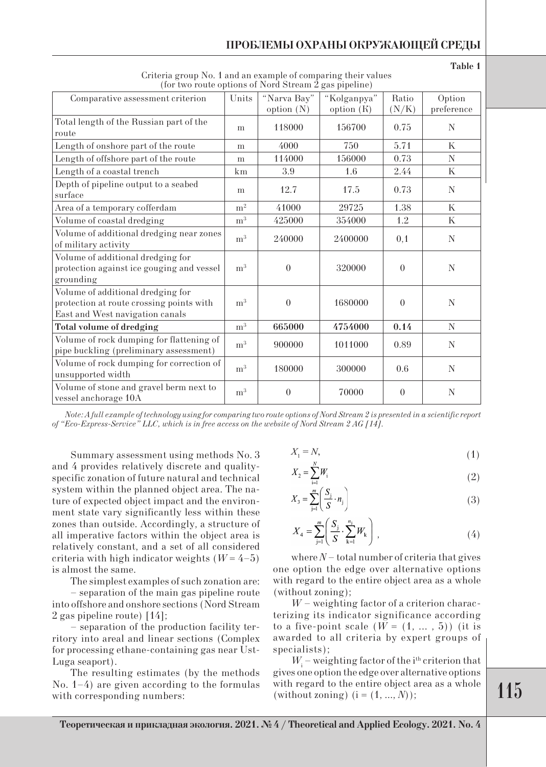**Table 1**

Criteria group No. 1 and an example of comparing their values (for two route options of Nord Stream 2 gas pipeline)

| Comparative assessment criterion | Units | "Narva Bay" option (N) | "Kolganpya" option (K) | Ratio (N/K) | Option preference |
|---|---|---|---|---|---|
| Total length of the Russian part of the route | m | 118000 | 156700 | 0.75 | N |
| Length of onshore part of the route | m | 4000 | 750 | 5.71 | K |
| Length of offshore part of the route | m | 114000 | 156000 | 0.73 | N |
| Length of a coastal trench | km | 3.9 | 1.6 | 2.44 | K |
| Depth of pipeline output to a seabed surface | m | 12.7 | 17.5 | 0.73 | N |
| Area of a temporary cofferdam | $m^2$ | 41000 | 29725 | 1.38 | K |
| Volume of coastal dredging | $m^3$ | 425000 | 354000 | 1.2 | K |
| Volume of additional dredging near zones of military activity | $m^3$ | 240000 | 2400000 | 0,1 | N |
| Volume of additional dredging for protection against ice gouging and vessel grounding | $m^3$ | 0 | 320000 | 0 | N |
| Volume of additional dredging for protection at route crossing points with East and West navigation canals | $m^3$ | 0 | 1680000 | 0 | N |
| **Total volume of dredging** | $m^3$ | **665000** | **4754000** | **0.14** | N |
| Volume of rock dumping for flattening of pipe buckling (preliminary assessment) | $m^3$ | 900000 | 1011000 | 0.89 | N |
| Volume of rock dumping for correction of unsupported width | $m^3$ | 180000 | 300000 | 0.6 | N |
| Volume of stone and gravel berm next to vessel anchorage 10A | $m^3$ | 0 | 70000 | 0 | N |

*Note: A full example of technology using for comparing two route options of Nord Stream 2 is presented in a scientific report of "Eco-Express-Service" LLC, which is in free access on the website of Nord Stream 2 AG [14].*

Summary assessment using methods No. 3 and 4 provides relatively discrete and quality-specific zonation of future natural and technical system within the planned object area. The nature of expected object impact and the environment state vary significantly less within these zones than outside. Accordingly, a structure of all imperative factors within the object area is relatively constant, and a set of all considered criteria with high indicator weights ($W = 4–5$) is almost the same.

The simplest examples of such zonation are:

– separation of the main gas pipeline route into offshore and onshore sections (Nord Stream 2 gas pipeline route) [14];

– separation of the production facility territory into areal and linear sections (Complex for processing ethane-containing gas near Ust-Luga seaport).

The resulting estimates (by the methods No. 1–4) are given according to the formulas with corresponding numbers:

$$X_1 = N, \tag{1}$$

$$X_2 = \sum_{i=1}^{N} W_i \tag{2}$$

$$X_3 = \sum_{j=1}^{m} \left( \frac{S_j}{S} \cdot n_j \right) \tag{3}$$

$$X_4 = \sum_{j=1}^{m} \left( \frac{S_j}{S} \cdot \sum_{k=1}^{n_j} W_k \right), \tag{4}$$

where $N$ – total number of criteria that gives one option the edge over alternative options with regard to the entire object area as a whole (without zoning);

$W$ – weighting factor of a criterion characterizing its indicator significance according to a five-point scale ($W = (1, \ldots, 5)$) (it is awarded to all criteria by expert groups of specialists);

$W_i$ – weighting factor of the i[th] criterion that gives one option the edge over alternative options with regard to the entire object area as a whole (without zoning) ($i = (1, \ldots, N)$);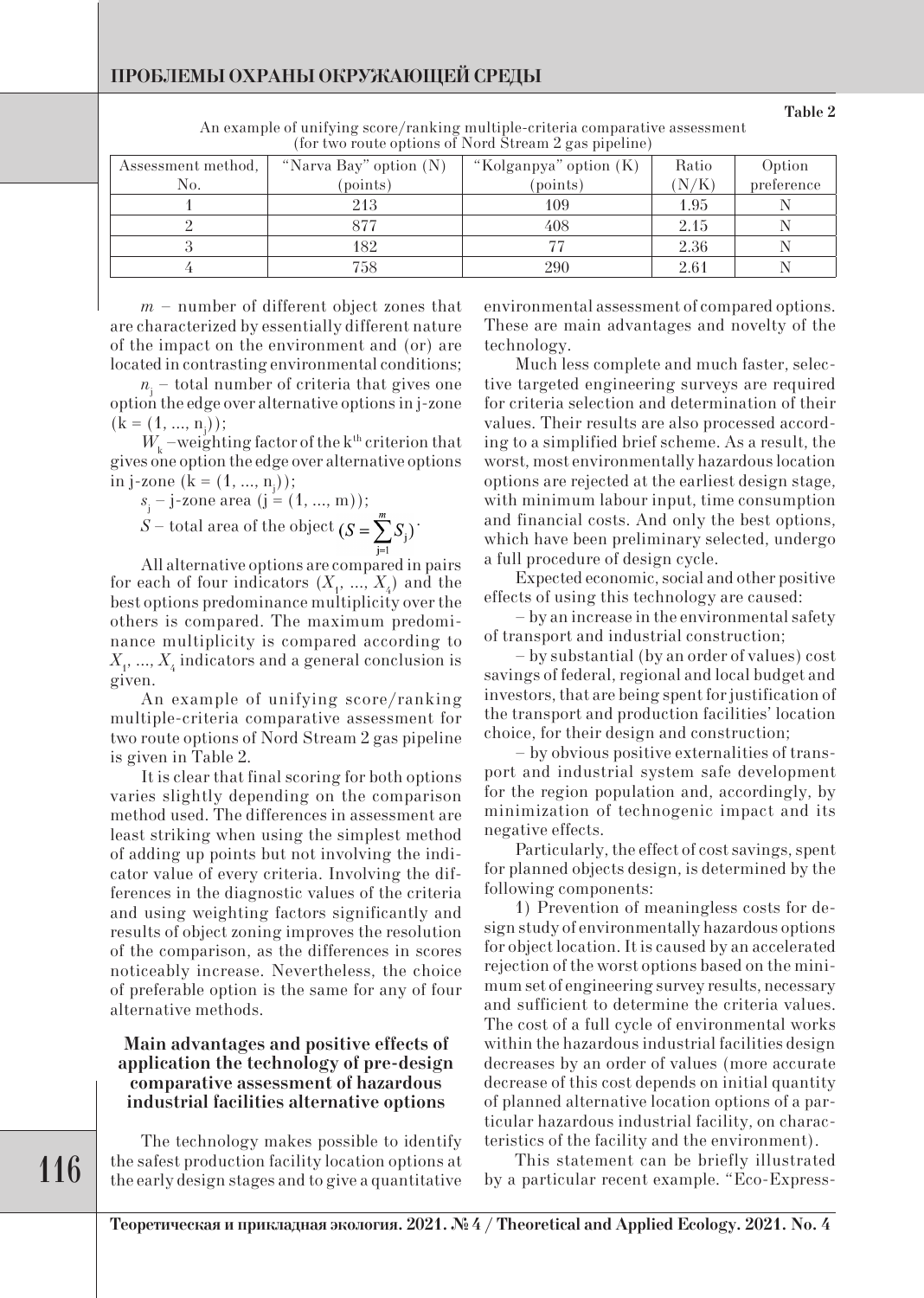Table 2

An example of unifying score/ranking multiple-criteria comparative assessment (for two route options of Nord Stream 2 gas pipeline)

| Assessment method, No. | "Narva Bay" option (N) (points) | "Kolganpya" option (K) (points) | Ratio (N/K) | Option preference |
|---|---|---|---|---|
| 1 | 213 | 109 | 1.95 | N |
| 2 | 877 | 408 | 2.15 | N |
| 3 | 182 | 77 | 2.36 | N |
| 4 | 758 | 290 | 2.61 | N |

$m$ – number of different object zones that are characterized by essentially different nature of the impact on the environment and (or) are located in contrasting environmental conditions;

$n_j$ – total number of criteria that gives one option the edge over alternative options in j-zone ($k = (1, ..., n_j)$);

$W_k$ –weighting factor of the k[th] criterion that gives one option the edge over alternative options in j-zone ($k = (1, ..., n_j)$);

$s_j$ – j-zone area ($j = (1, ..., m)$);

$S$ – total area of the object $(S = \sum_{j=1}^{m} S_j)$.

All alternative options are compared in pairs for each of four indicators ($X_1, ..., X_4$) and the best options predominance multiplicity over the others is compared. The maximum predominance multiplicity is compared according to $X_1, ..., X_4$ indicators and a general conclusion is given.

An example of unifying score/ranking multiple-criteria comparative assessment for two route options of Nord Stream 2 gas pipeline is given in Table 2.

It is clear that final scoring for both options varies slightly depending on the comparison method used. The differences in assessment are least striking when using the simplest method of adding up points but not involving the indicator value of every criteria. Involving the differences in the diagnostic values of the criteria and using weighting factors significantly and results of object zoning improves the resolution of the comparison, as the differences in scores noticeably increase. Nevertheless, the choice of preferable option is the same for any of four alternative methods.

### Main advantages and positive effects of application the technology of pre-design comparative assessment of hazardous industrial facilities alternative options

The technology makes possible to identify the safest production facility location options at the early design stages and to give a quantitative environmental assessment of compared options. These are main advantages and novelty of the technology.

Much less complete and much faster, selective targeted engineering surveys are required for criteria selection and determination of their values. Their results are also processed according to a simplified brief scheme. As a result, the worst, most environmentally hazardous location options are rejected at the earliest design stage, with minimum labour input, time consumption and financial costs. And only the best options, which have been preliminary selected, undergo a full procedure of design cycle.

Expected economic, social and other positive effects of using this technology are caused:

– by an increase in the environmental safety of transport and industrial construction;

– by substantial (by an order of values) cost savings of federal, regional and local budget and investors, that are being spent for justification of the transport and production facilities' location choice, for their design and construction;

– by obvious positive externalities of transport and industrial system safe development for the region population and, accordingly, by minimization of technogenic impact and its negative effects.

Particularly, the effect of cost savings, spent for planned objects design, is determined by the following components:

1) Prevention of meaningless costs for design study of environmentally hazardous options for object location. It is caused by an accelerated rejection of the worst options based on the minimum set of engineering survey results, necessary and sufficient to determine the criteria values. The cost of a full cycle of environmental works within the hazardous industrial facilities design decreases by an order of values (more accurate decrease of this cost depends on initial quantity of planned alternative location options of a particular hazardous industrial facility, on characteristics of the facility and the environment).

This statement can be briefly illustrated by a particular recent example. "Eco-Express-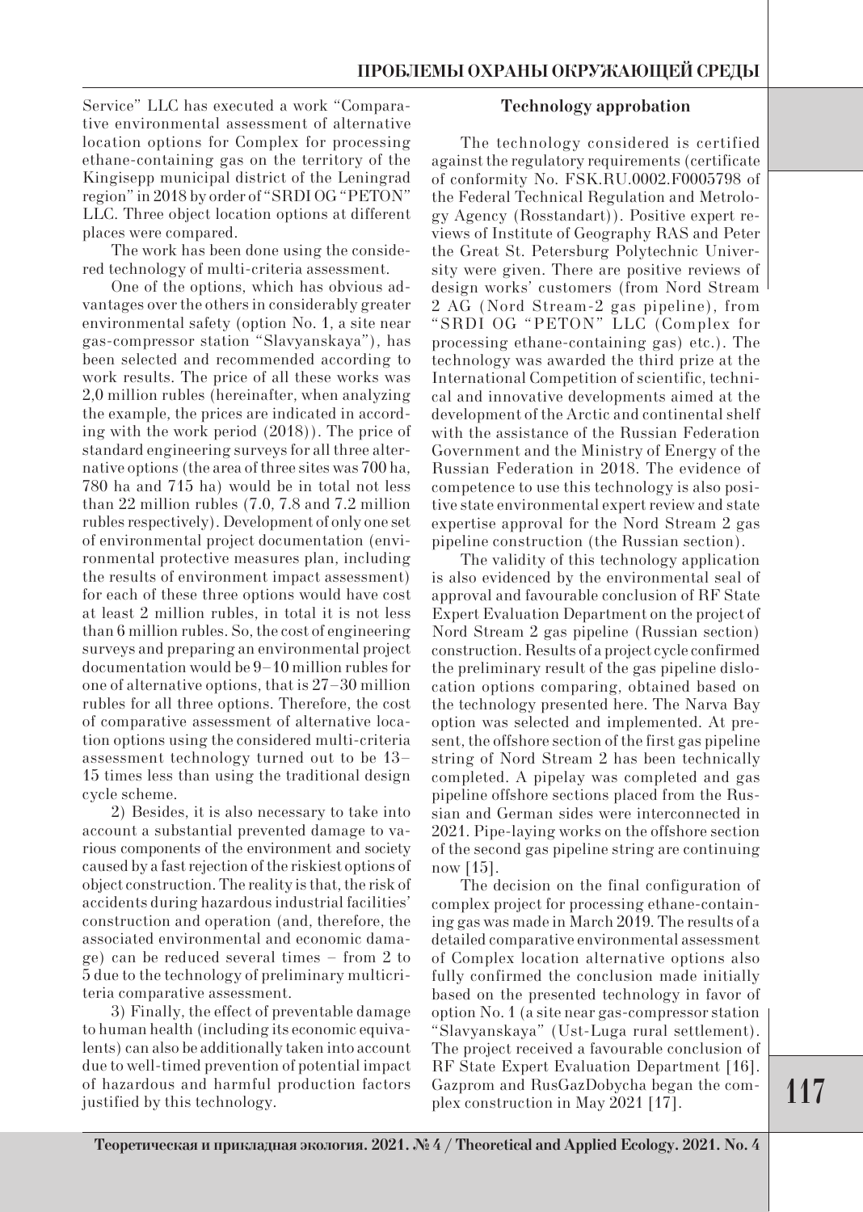Service" LLC has executed a work "Comparative environmental assessment of alternative location options for Complex for processing ethane-containing gas on the territory of the Kingisepp municipal district of the Leningrad region" in 2018 by order of "SRDI OG "PETON" LLC. Three object location options at different places were compared.

The work has been done using the considered technology of multi-criteria assessment.

One of the options, which has obvious advantages over the others in considerably greater environmental safety (option No. 1, a site near gas-compressor station "Slavyanskaya"), has been selected and recommended according to work results. The price of all these works was 2,0 million rubles (hereinafter, when analyzing the example, the prices are indicated in according with the work period (2018)). The price of standard engineering surveys for all three alternative options (the area of three sites was 700 ha, 780 ha and 715 ha) would be in total not less than 22 million rubles (7.0, 7.8 and 7.2 million rubles respectively). Development of only one set of environmental project documentation (environmental protective measures plan, including the results of environment impact assessment) for each of these three options would have cost at least 2 million rubles, in total it is not less than 6 million rubles. So, the cost of engineering surveys and preparing an environmental project documentation would be 9–10 million rubles for one of alternative options, that is 27–30 million rubles for all three options. Therefore, the cost of comparative assessment of alternative location options using the considered multi-criteria assessment technology turned out to be 13–15 times less than using the traditional design cycle scheme.

2) Besides, it is also necessary to take into account a substantial prevented damage to various components of the environment and society caused by a fast rejection of the riskiest options of object construction. The reality is that, the risk of accidents during hazardous industrial facilities' construction and operation (and, therefore, the associated environmental and economic damage) can be reduced several times – from 2 to 5 due to the technology of preliminary multicriteria comparative assessment.

3) Finally, the effect of preventable damage to human health (including its economic equivalents) can also be additionally taken into account due to well-timed prevention of potential impact of hazardous and harmful production factors justified by this technology.

## Technology approbation

The technology considered is certified against the regulatory requirements (certificate of conformity No. FSK.RU.0002.F0005798 of the Federal Technical Regulation and Metrology Agency (Rosstandart)). Positive expert reviews of Institute of Geography RAS and Peter the Great St. Petersburg Polytechnic University were given. There are positive reviews of design works' customers (from Nord Stream 2 AG (Nord Stream-2 gas pipeline), from "SRDI OG "PETON" LLC (Complex for processing ethane-containing gas) etc.). The technology was awarded the third prize at the International Competition of scientific, technical and innovative developments aimed at the development of the Arctic and continental shelf with the assistance of the Russian Federation Government and the Ministry of Energy of the Russian Federation in 2018. The evidence of competence to use this technology is also positive state environmental expert review and state expertise approval for the Nord Stream 2 gas pipeline construction (the Russian section).

The validity of this technology application is also evidenced by the environmental seal of approval and favourable conclusion of RF State Expert Evaluation Department on the project of Nord Stream 2 gas pipeline (Russian section) construction. Results of a project cycle confirmed the preliminary result of the gas pipeline dislocation options comparing, obtained based on the technology presented here. The Narva Bay option was selected and implemented. At present, the offshore section of the first gas pipeline string of Nord Stream 2 has been technically completed. A pipelay was completed and gas pipeline offshore sections placed from the Russian and German sides were interconnected in 2021. Pipe-laying works on the offshore section of the second gas pipeline string are continuing now [15].

The decision on the final configuration of complex project for processing ethane-containing gas was made in March 2019. The results of a detailed comparative environmental assessment of Complex location alternative options also fully confirmed the conclusion made initially based on the presented technology in favor of option No. 1 (a site near gas-compressor station "Slavyanskaya" (Ust-Luga rural settlement). The project received a favourable conclusion of RF State Expert Evaluation Department [16]. Gazprom and RusGazDobycha began the complex construction in May 2021 [17].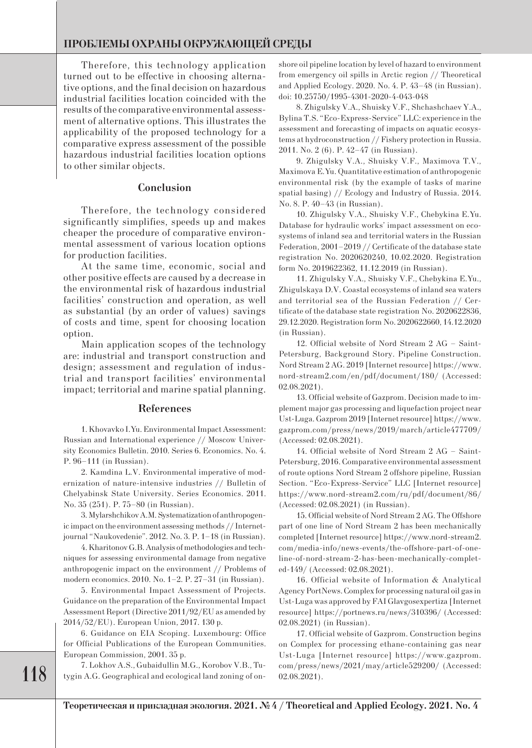Therefore, this technology application turned out to be effective in choosing alternative options, and the final decision on hazardous industrial facilities location coincided with the results of the comparative environmental assessment of alternative options. This illustrates the applicability of the proposed technology for a comparative express assessment of the possible hazardous industrial facilities location options to other similar objects.

## Conclusion

Therefore, the technology considered significantly simplifies, speeds up and makes cheaper the procedure of comparative environmental assessment of various location options for production facilities.

At the same time, economic, social and other positive effects are caused by a decrease in the environmental risk of hazardous industrial facilities' construction and operation, as well as substantial (by an order of values) savings of costs and time, spent for choosing location option.

Main application scopes of the technology are: industrial and transport construction and design; assessment and regulation of industrial and transport facilities' environmental impact; territorial and marine spatial planning.

## References

1. Khovavko I.Yu. Environmental Impact Assessment: Russian and International experience // Moscow University Economics Bulletin. 2010. Series 6. Economics. No. 4. P. 96–111 (in Russian).

2. Kamdina L.V. Environmental imperative of modernization of nature-intensive industries // Bulletin of Chelyabinsk State University. Series Economics. 2011. No. 35 (251). P. 75–80 (in Russian).

3. Mylarshchikov A.M. Systematization of anthropogenic impact on the environment assessing methods // Internet-journal "Naukovedenie". 2012. No. 3. P. 1–18 (in Russian).

4. Kharitonov G.B. Analysis of methodologies and techniques for assessing environmental damage from negative anthropogenic impact on the environment // Problems of modern economics. 2010. No. 1–2. P. 27–31 (in Russian).

5. Environmental Impact Assessment of Projects. Guidance on the preparation of the Environmental Impact Assessment Report (Directive 2011/92/EU as amended by 2014/52/EU). European Union, 2017. 130 p.

6. Guidance on EIA Scoping. Luxembourg: Office for Official Publications of the European Communities. European Commission, 2001. 35 p.

7. Lokhov A.S., Gubaidullin M.G., Korobov V.B., Tutygin A.G. Geographical and ecological land zoning of onshore oil pipeline location by level of hazard to environment from emergency oil spills in Arctic region // Theoretical and Applied Ecology. 2020. No. 4. P. 43–48 (in Russian). doi: 10.25750/1995-4301-2020-4-043-048

8. Zhigulsky V.A., Shuisky V.F., Shchashchaev Y.A., Bylina T.S. "Eco-Express-Service" LLC: experience in the assessment and forecasting of impacts on aquatic ecosystems at hydroconstruction // Fishery protection in Russia. 2011. No. 2 (6). P. 42–47 (in Russian).

9. Zhigulsky V.A., Shuisky V.F., Maximova T.V., Maximova E.Yu. Quantitative estimation of anthropogenic environmental risk (by the example of tasks of marine spatial basing) // Ecology and Industry of Russia. 2014. No. 8. P. 40–43 (in Russian).

10. Zhigulsky V.A., Shuisky V.F., Chebykina E.Yu. Database for hydraulic works' impact assessment on ecosystems of inland sea and territorial waters in the Russian Federation, 2001–2019 // Certificate of the database state registration No. 2020620240, 10.02.2020. Registration form No. 2019622362, 11.12.2019 (in Russian).

11. Zhigulsky V.A., Shuisky V.F., Chebykina E.Yu., Zhigulskaya D.V. Coastal ecosystems of inland sea waters and territorial sea of the Russian Federation // Certificate of the database state registration No. 2020622836, 29.12.2020. Registration form No. 2020622660, 14.12.2020 (in Russian).

12. Official website of Nord Stream 2 AG – Saint-Petersburg, Background Story. Pipeline Construction. Nord Stream 2 AG. 2019 [Internet resource] https://www.nord-stream2.com/en/pdf/document/180/ (Accessed: 02.08.2021).

13. Official website of Gazprom. Decision made to implement major gas processing and liquefaction project near Ust-Luga. Gazprom 2019 [Internet resource] https://www.gazprom.com/press/news/2019/march/article477709/ (Accessed: 02.08.2021).

14. Official website of Nord Stream 2 AG – Saint-Petersburg, 2016. Comparative environmental assessment of route options Nord Stream 2 offshore pipeline, Russian Section. "Eco-Express-Service" LLC [Internet resource] https://www.nord-stream2.com/ru/pdf/document/86/ (Accessed: 02.08.2021) (in Russian).

15. Official website of Nord Stream 2 AG. The Offshore part of one line of Nord Stream 2 has been mechanically completed [Internet resource] https://www.nord-stream2.com/media-info/news-events/the-offshore-part-of-one-line-of-nord-stream-2-has-been-mechanically-completed-149/ (Accessed: 02.08.2021).

16. Official website of Information & Analytical Agency PortNews. Complex for processing natural oil gas in Ust-Luga was approved by FAI Glavgosexpertiza [Internet resource] https://portnews.ru/news/310396/ (Accessed: 02.08.2021) (in Russian).

17. Official website of Gazprom. Construction begins on Complex for processing ethane-containing gas near Ust-Luga [Internet resource] https://www.gazprom.com/press/news/2021/may/article529200/ (Accessed: 02.08.2021).